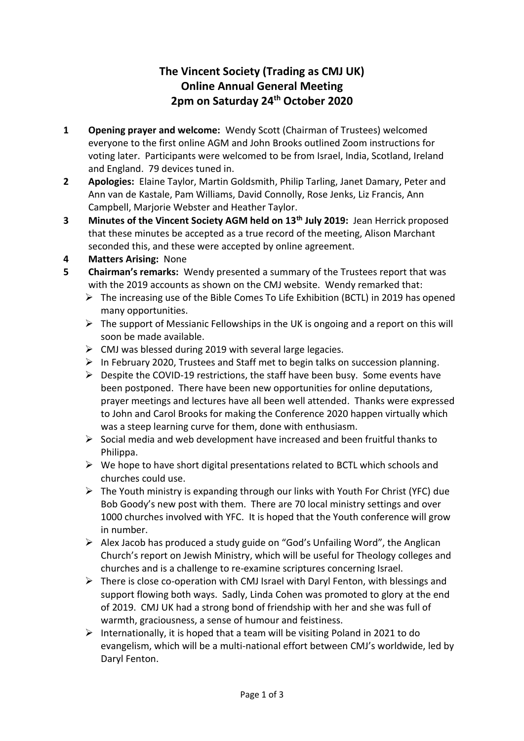# The Vincent Society (Trading as CMJ UK)
# Online Annual General Meeting
# 2pm on Saturday 24th October 2020

1. **Opening prayer and welcome:** Wendy Scott (Chairman of Trustees) welcomed everyone to the first online AGM and John Brooks outlined Zoom instructions for voting later. Participants were welcomed to be from Israel, India, Scotland, Ireland and England. 79 devices tuned in.
2. **Apologies:** Elaine Taylor, Martin Goldsmith, Philip Tarling, Janet Damary, Peter and Ann van de Kastale, Pam Williams, David Connolly, Rose Jenks, Liz Francis, Ann Campbell, Marjorie Webster and Heather Taylor.
3. **Minutes of the Vincent Society AGM held on 13th July 2019:** Jean Herrick proposed that these minutes be accepted as a true record of the meeting, Alison Marchant seconded this, and these were accepted by online agreement.
4. **Matters Arising:** None
5. **Chairman's remarks:** Wendy presented a summary of the Trustees report that was with the 2019 accounts as shown on the CMJ website. Wendy remarked that:
   - The increasing use of the Bible Comes To Life Exhibition (BCTL) in 2019 has opened many opportunities.
   - The support of Messianic Fellowships in the UK is ongoing and a report on this will soon be made available.
   - CMJ was blessed during 2019 with several large legacies.
   - In February 2020, Trustees and Staff met to begin talks on succession planning.
   - Despite the COVID-19 restrictions, the staff have been busy. Some events have been postponed. There have been new opportunities for online deputations, prayer meetings and lectures have all been well attended. Thanks were expressed to John and Carol Brooks for making the Conference 2020 happen virtually which was a steep learning curve for them, done with enthusiasm.
   - Social media and web development have increased and been fruitful thanks to Philippa.
   - We hope to have short digital presentations related to BCTL which schools and churches could use.
   - The Youth ministry is expanding through our links with Youth For Christ (YFC) due Bob Goody's new post with them. There are 70 local ministry settings and over 1000 churches involved with YFC. It is hoped that the Youth conference will grow in number.
   - Alex Jacob has produced a study guide on "God's Unfailing Word", the Anglican Church's report on Jewish Ministry, which will be useful for Theology colleges and churches and is a challenge to re-examine scriptures concerning Israel.
   - There is close co-operation with CMJ Israel with Daryl Fenton, with blessings and support flowing both ways. Sadly, Linda Cohen was promoted to glory at the end of 2019. CMJ UK had a strong bond of friendship with her and she was full of warmth, graciousness, a sense of humour and feistiness.
   - Internationally, it is hoped that a team will be visiting Poland in 2021 to do evangelism, which will be a multi-national effort between CMJ's worldwide, led by Daryl Fenton.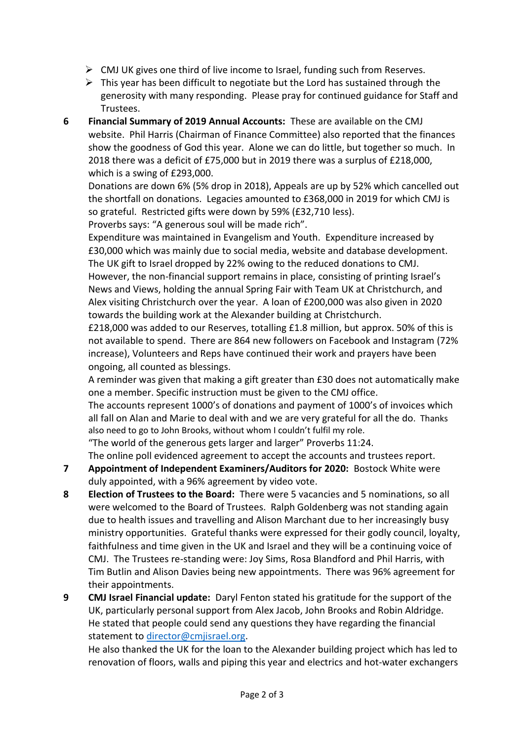- CMJ UK gives one third of live income to Israel, funding such from Reserves.
- This year has been difficult to negotiate but the Lord has sustained through the generosity with many responding. Please pray for continued guidance for Staff and Trustees.

6 **Financial Summary of 2019 Annual Accounts:** These are available on the CMJ website. Phil Harris (Chairman of Finance Committee) also reported that the finances show the goodness of God this year. Alone we can do little, but together so much. In 2018 there was a deficit of £75,000 but in 2019 there was a surplus of £218,000, which is a swing of £293,000.

Donations are down 6% (5% drop in 2018), Appeals are up by 52% which cancelled out the shortfall on donations. Legacies amounted to £368,000 in 2019 for which CMJ is so grateful. Restricted gifts were down by 59% (£32,710 less).

Proverbs says: "A generous soul will be made rich".

Expenditure was maintained in Evangelism and Youth. Expenditure increased by £30,000 which was mainly due to social media, website and database development. The UK gift to Israel dropped by 22% owing to the reduced donations to CMJ. However, the non-financial support remains in place, consisting of printing Israel's News and Views, holding the annual Spring Fair with Team UK at Christchurch, and Alex visiting Christchurch over the year. A loan of £200,000 was also given in 2020 towards the building work at the Alexander building at Christchurch.

£218,000 was added to our Reserves, totalling £1.8 million, but approx. 50% of this is not available to spend. There are 864 new followers on Facebook and Instagram (72% increase), Volunteers and Reps have continued their work and prayers have been ongoing, all counted as blessings.

A reminder was given that making a gift greater than £30 does not automatically make one a member. Specific instruction must be given to the CMJ office.

The accounts represent 1000's of donations and payment of 1000's of invoices which all fall on Alan and Marie to deal with and we are very grateful for all the do. Thanks also need to go to John Brooks, without whom I couldn't fulfil my role.

"The world of the generous gets larger and larger" Proverbs 11:24.

The online poll evidenced agreement to accept the accounts and trustees report.

7 **Appointment of Independent Examiners/Auditors for 2020:** Bostock White were duly appointed, with a 96% agreement by video vote.

8 **Election of Trustees to the Board:** There were 5 vacancies and 5 nominations, so all were welcomed to the Board of Trustees. Ralph Goldenberg was not standing again due to health issues and travelling and Alison Marchant due to her increasingly busy ministry opportunities. Grateful thanks were expressed for their godly council, loyalty, faithfulness and time given in the UK and Israel and they will be a continuing voice of CMJ. The Trustees re-standing were: Joy Sims, Rosa Blandford and Phil Harris, with Tim Butlin and Alison Davies being new appointments. There was 96% agreement for their appointments.

9 **CMJ Israel Financial update:** Daryl Fenton stated his gratitude for the support of the UK, particularly personal support from Alex Jacob, John Brooks and Robin Aldridge. He stated that people could send any questions they have regarding the financial statement to director@cmjisrael.org.

He also thanked the UK for the loan to the Alexander building project which has led to renovation of floors, walls and piping this year and electrics and hot-water exchangers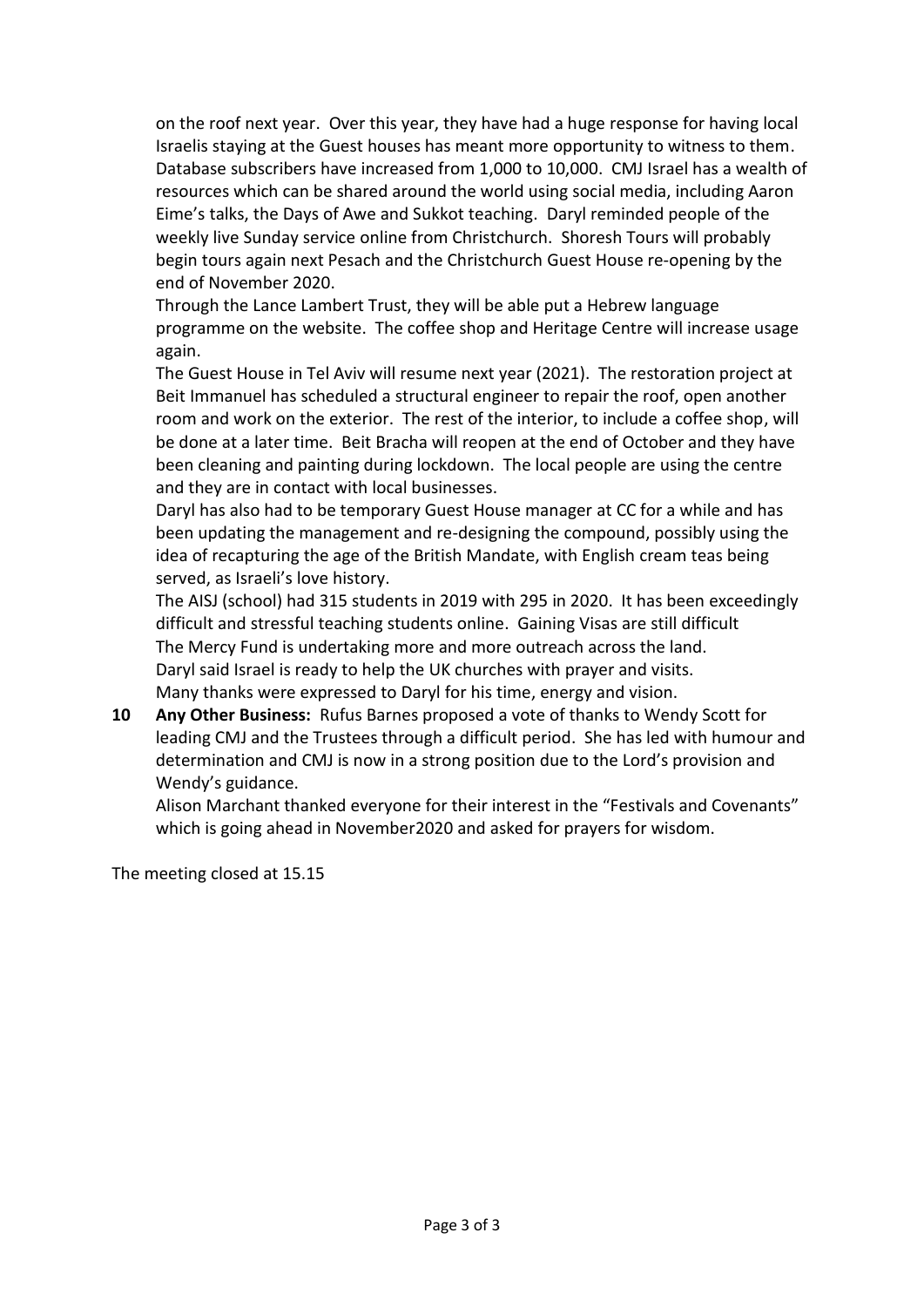on the roof next year. Over this year, they have had a huge response for having local Israelis staying at the Guest houses has meant more opportunity to witness to them. Database subscribers have increased from 1,000 to 10,000. CMJ Israel has a wealth of resources which can be shared around the world using social media, including Aaron Eime's talks, the Days of Awe and Sukkot teaching. Daryl reminded people of the weekly live Sunday service online from Christchurch. Shoresh Tours will probably begin tours again next Pesach and the Christchurch Guest House re-opening by the end of November 2020.

Through the Lance Lambert Trust, they will be able put a Hebrew language programme on the website. The coffee shop and Heritage Centre will increase usage again.

The Guest House in Tel Aviv will resume next year (2021). The restoration project at Beit Immanuel has scheduled a structural engineer to repair the roof, open another room and work on the exterior. The rest of the interior, to include a coffee shop, will be done at a later time. Beit Bracha will reopen at the end of October and they have been cleaning and painting during lockdown. The local people are using the centre and they are in contact with local businesses.

Daryl has also had to be temporary Guest House manager at CC for a while and has been updating the management and re-designing the compound, possibly using the idea of recapturing the age of the British Mandate, with English cream teas being served, as Israeli's love history.

The AISJ (school) had 315 students in 2019 with 295 in 2020. It has been exceedingly difficult and stressful teaching students online. Gaining Visas are still difficult
The Mercy Fund is undertaking more and more outreach across the land.
Daryl said Israel is ready to help the UK churches with prayer and visits.
Many thanks were expressed to Daryl for his time, energy and vision.

**10 Any Other Business:** Rufus Barnes proposed a vote of thanks to Wendy Scott for leading CMJ and the Trustees through a difficult period. She has led with humour and determination and CMJ is now in a strong position due to the Lord's provision and Wendy's guidance.

Alison Marchant thanked everyone for their interest in the "Festivals and Covenants" which is going ahead in November2020 and asked for prayers for wisdom.

The meeting closed at 15.15